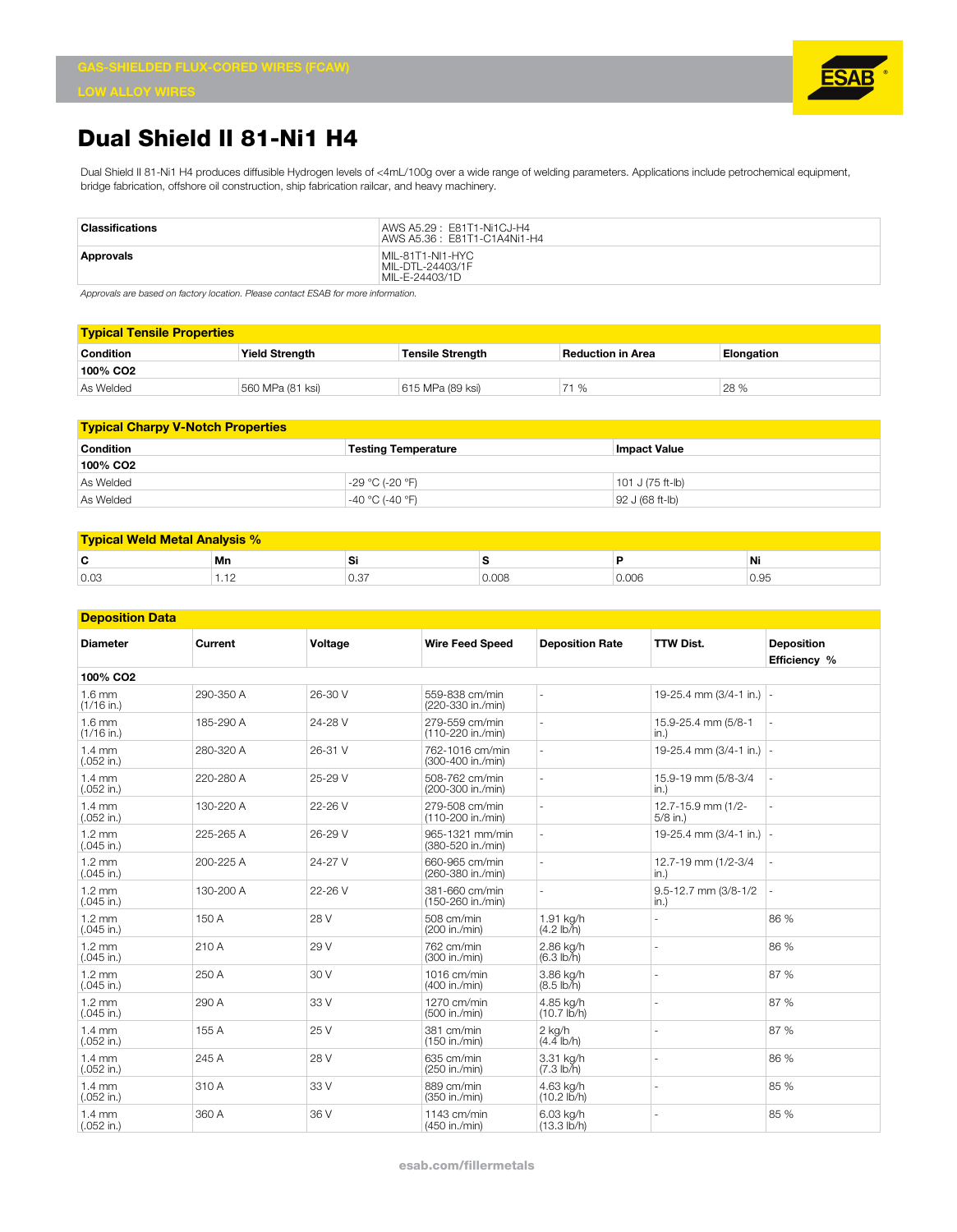GAS-SHIELDED FLUX-CORED WIRES (FCAW)

LOW ALLOY WIRES

# Dual Shield II 81-Ni1 H4

Dual Shield II 81-Ni1 H4 produces diffusible Hydrogen levels of <4mL/100g over a wide range of welding parameters. Applications include petrochemical equipment, bridge fabrication, offshore oil construction, ship fabrication railcar, and heavy machinery.

| | |
|---|---|
| **Classifications** | AWS A5.29 : E81T1-Ni1CJ-H4<br>AWS A5.36 : E81T1-C1A4Ni1-H4 |
| **Approvals** | MIL-81T1-NI1-HYC<br>MIL-DTL-24403/1F<br>MIL-E-24403/1D |

*Approvals are based on factory location. Please contact ESAB for more information.*

## Typical Tensile Properties

| Condition | Yield Strength | Tensile Strength | Reduction in Area | Elongation |
|---|---|---|---|---|
| **100% CO2** | | | | |
| As Welded | 560 MPa (81 ksi) | 615 MPa (89 ksi) | 71 % | 28 % |

## Typical Charpy V-Notch Properties

| Condition | Testing Temperature | Impact Value |
|---|---|---|
| **100% CO2** | | |
| As Welded | -29 °C (-20 °F) | 101 J (75 ft-lb) |
| As Welded | -40 °C (-40 °F) | 92 J (68 ft-lb) |

## Typical Weld Metal Analysis %

| C | Mn | Si | S | P | Ni |
|---|---|---|---|---|---|
| 0.03 | 1.12 | 0.37 | 0.008 | 0.006 | 0.95 |

## Deposition Data

| Diameter | Current | Voltage | Wire Feed Speed | Deposition Rate | TTW Dist. | Deposition Efficiency % |
|---|---|---|---|---|---|---|
| **100% CO2** | | | | | | |
| 1.6 mm (1/16 in.) | 290-350 A | 26-30 V | 559-838 cm/min (220-330 in./min) | - | 19-25.4 mm (3/4-1 in.) | - |
| 1.6 mm (1/16 in.) | 185-290 A | 24-28 V | 279-559 cm/min (110-220 in./min) | - | 15.9-25.4 mm (5/8-1 in.) | - |
| 1.4 mm (.052 in.) | 280-320 A | 26-31 V | 762-1016 cm/min (300-400 in./min) | - | 19-25.4 mm (3/4-1 in.) | - |
| 1.4 mm (.052 in.) | 220-280 A | 25-29 V | 508-762 cm/min (200-300 in./min) | - | 15.9-19 mm (5/8-3/4 in.) | - |
| 1.4 mm (.052 in.) | 130-220 A | 22-26 V | 279-508 cm/min (110-200 in./min) | - | 12.7-15.9 mm (1/2-5/8 in.) | - |
| 1.2 mm (.045 in.) | 225-265 A | 26-29 V | 965-1321 mm/min (380-520 in./min) | - | 19-25.4 mm (3/4-1 in.) | - |
| 1.2 mm (.045 in.) | 200-225 A | 24-27 V | 660-965 cm/min (260-380 in./min) | - | 12.7-19 mm (1/2-3/4 in.) | - |
| 1.2 mm (.045 in.) | 130-200 A | 22-26 V | 381-660 cm/min (150-260 in./min) | - | 9.5-12.7 mm (3/8-1/2 in.) | - |
| 1.2 mm (.045 in.) | 150 A | 28 V | 508 cm/min (200 in./min) | 1.91 kg/h (4.2 lb/h) | - | 86 % |
| 1.2 mm (.045 in.) | 210 A | 29 V | 762 cm/min (300 in./min) | 2.86 kg/h (6.3 lb/h) | - | 86 % |
| 1.2 mm (.045 in.) | 250 A | 30 V | 1016 cm/min (400 in./min) | 3.86 kg/h (8.5 lb/h) | - | 87 % |
| 1.2 mm (.045 in.) | 290 A | 33 V | 1270 cm/min (500 in./min) | 4.85 kg/h (10.7 lb/h) | - | 87 % |
| 1.4 mm (.052 in.) | 155 A | 25 V | 381 cm/min (150 in./min) | 2 kg/h (4.4 lb/h) | - | 87 % |
| 1.4 mm (.052 in.) | 245 A | 28 V | 635 cm/min (250 in./min) | 3.31 kg/h (7.3 lb/h) | - | 86 % |
| 1.4 mm (.052 in.) | 310 A | 33 V | 889 cm/min (350 in./min) | 4.63 kg/h (10.2 lb/h) | - | 85 % |
| 1.4 mm (.052 in.) | 360 A | 36 V | 1143 cm/min (450 in./min) | 6.03 kg/h (13.3 lb/h) | - | 85 % |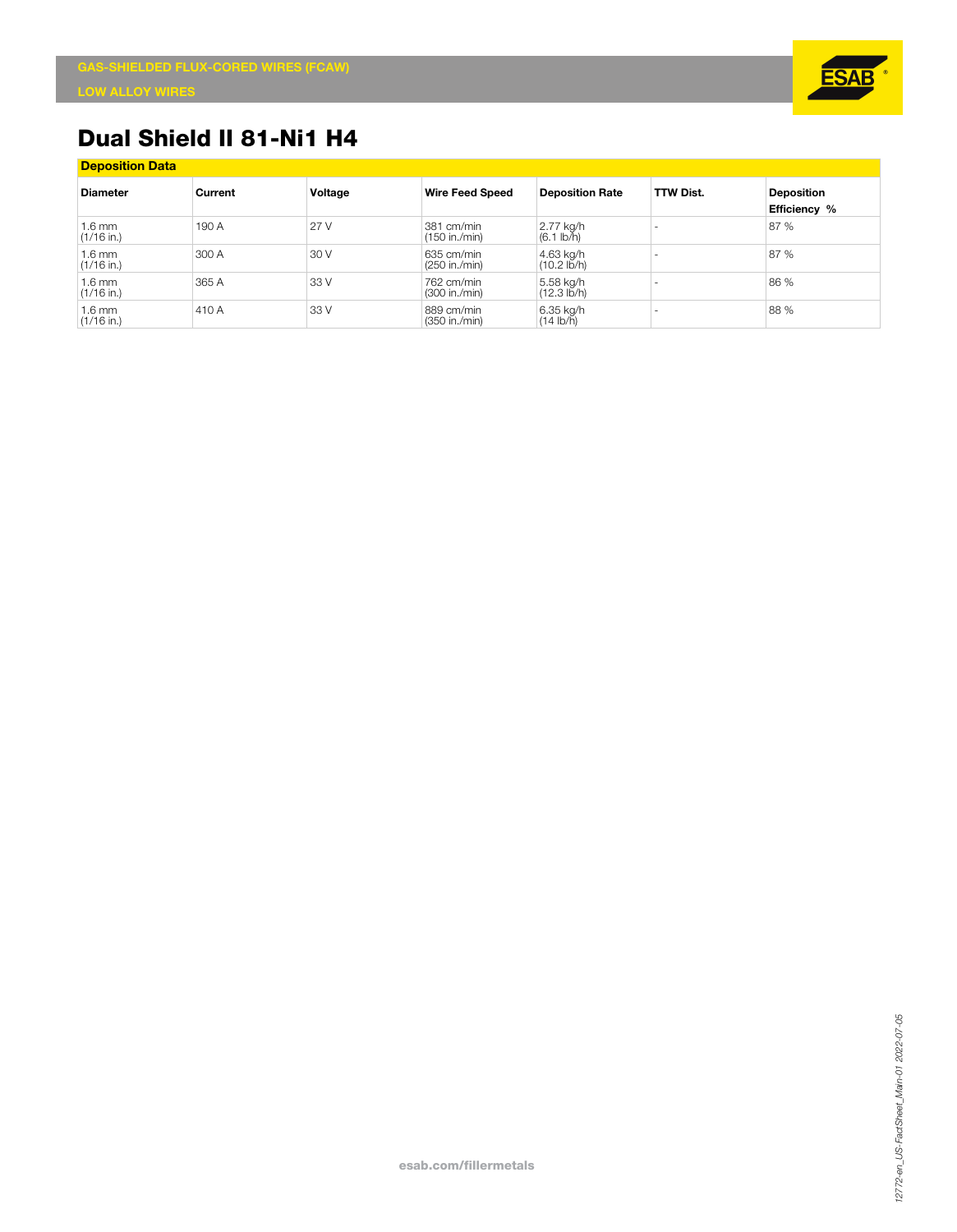# Dual Shield II 81-Ni1 H4

## Deposition Data

| Diameter | Current | Voltage | Wire Feed Speed | Deposition Rate | TTW Dist. | Deposition Efficiency % |
|---|---|---|---|---|---|---|
| 1.6 mm (1/16 in.) | 190 A | 27 V | 381 cm/min (150 in./min) | 2.77 kg/h (6.1 lb/h) | - | 87 % |
| 1.6 mm (1/16 in.) | 300 A | 30 V | 635 cm/min (250 in./min) | 4.63 kg/h (10.2 lb/h) | - | 87 % |
| 1.6 mm (1/16 in.) | 365 A | 33 V | 762 cm/min (300 in./min) | 5.58 kg/h (12.3 lb/h) | - | 86 % |
| 1.6 mm (1/16 in.) | 410 A | 33 V | 889 cm/min (350 in./min) | 6.35 kg/h (14 lb/h) | - | 88 % |